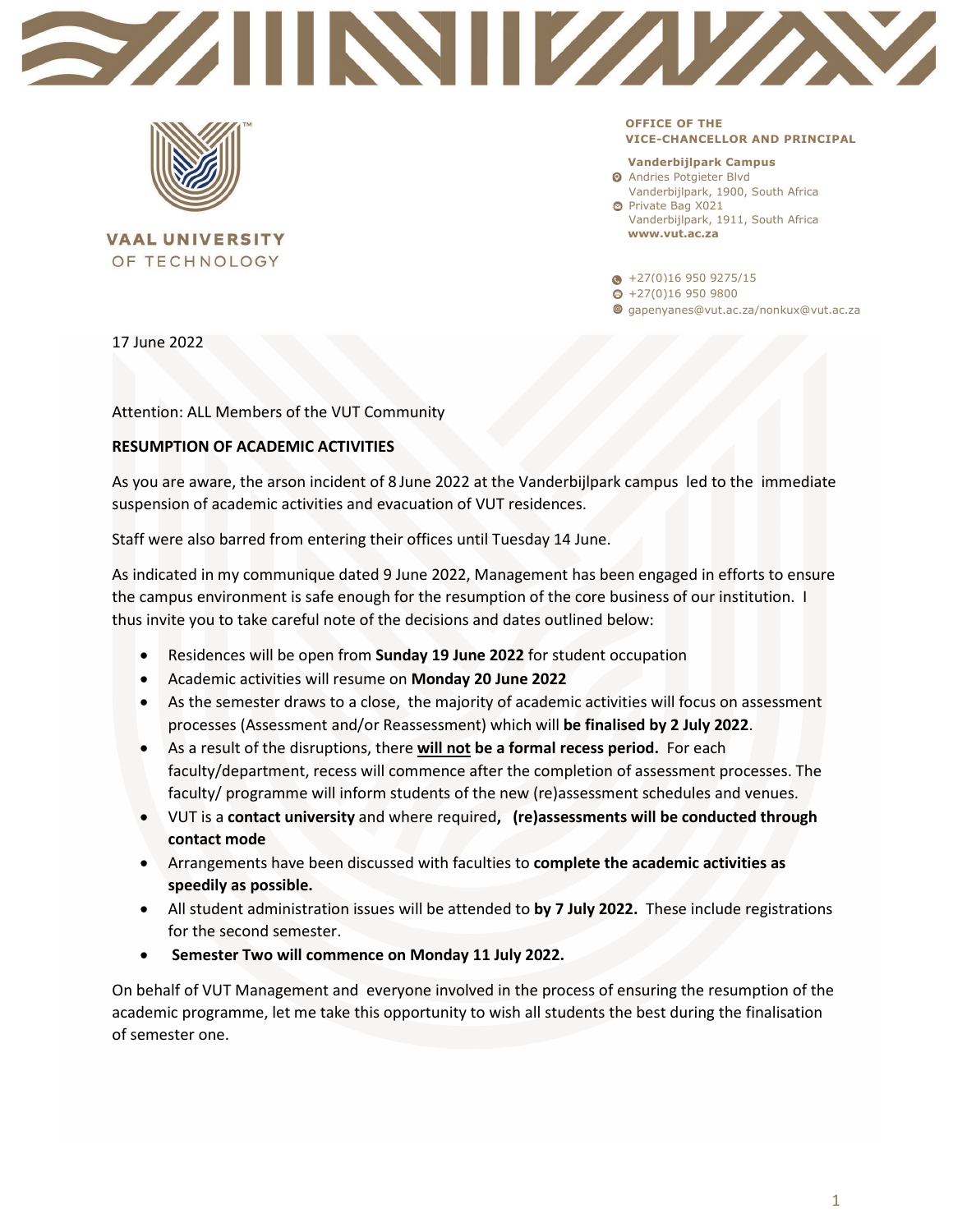**VAAL UNIVERSITY OF TECHNOLOGY**

**OFFICE OF THE VICE-CHANCELLOR AND PRINCIPAL**

**Vanderbijlpark Campus**
Andries Potgieter Blvd
Vanderbijlpark, 1900, South Africa
Private Bag X021
Vanderbijlpark, 1911, South Africa
**www.vut.ac.za**

+27(0)16 950 9275/15
+27(0)16 950 9800
gapenyanes@vut.ac.za/nonkux@vut.ac.za

17 June 2022

Attention: ALL Members of the VUT Community

**RESUMPTION OF ACADEMIC ACTIVITIES**

As you are aware, the arson incident of 8 June 2022 at the Vanderbijlpark campus led to the immediate suspension of academic activities and evacuation of VUT residences.

Staff were also barred from entering their offices until Tuesday 14 June.

As indicated in my communique dated 9 June 2022, Management has been engaged in efforts to ensure the campus environment is safe enough for the resumption of the core business of our institution. I thus invite you to take careful note of the decisions and dates outlined below:

- Residences will be open from **Sunday 19 June 2022** for student occupation
- Academic activities will resume on **Monday 20 June 2022**
- As the semester draws to a close, the majority of academic activities will focus on assessment processes (Assessment and/or Reassessment) which will **be finalised by 2 July 2022**.
- As a result of the disruptions, there **will not be a formal recess period.** For each faculty/department, recess will commence after the completion of assessment processes. The faculty/ programme will inform students of the new (re)assessment schedules and venues.
- VUT is a **contact university** and where required**, (re)assessments will be conducted through contact mode**
- Arrangements have been discussed with faculties to **complete the academic activities as speedily as possible.**
- All student administration issues will be attended to **by 7 July 2022.** These include registrations for the second semester.
- **Semester Two will commence on Monday 11 July 2022.**

On behalf of VUT Management and everyone involved in the process of ensuring the resumption of the academic programme, let me take this opportunity to wish all students the best during the finalisation of semester one.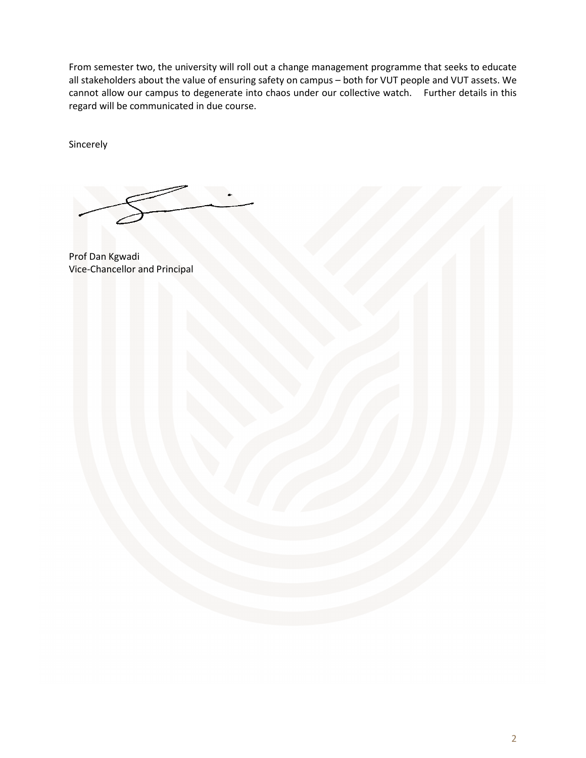From semester two, the university will roll out a change management programme that seeks to educate all stakeholders about the value of ensuring safety on campus – both for VUT people and VUT assets. We cannot allow our campus to degenerate into chaos under our collective watch. Further details in this regard will be communicated in due course.

Sincerely

Prof Dan Kgwadi
Vice-Chancellor and Principal